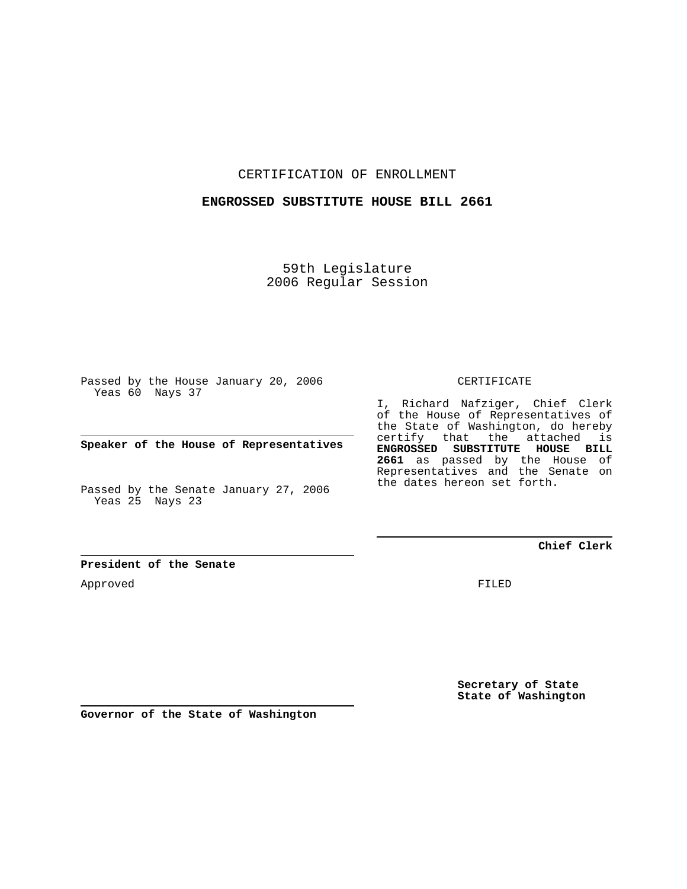CERTIFICATION OF ENROLLMENT

**ENGROSSED SUBSTITUTE HOUSE BILL 2661**

59th Legislature
2006 Regular Session

Passed by the House January 20, 2006
Yeas 60 Nays 37

**Speaker of the House of Representatives**

Passed by the Senate January 27, 2006
Yeas 25 Nays 23

**President of the Senate**

Approved

**Governor of the State of Washington**

CERTIFICATE

I, Richard Nafziger, Chief Clerk of the House of Representatives of the State of Washington, do hereby certify that the attached is **ENGROSSED SUBSTITUTE HOUSE BILL 2661** as passed by the House of Representatives and the Senate on the dates hereon set forth.

**Chief Clerk**

FILED

**Secretary of State**
**State of Washington**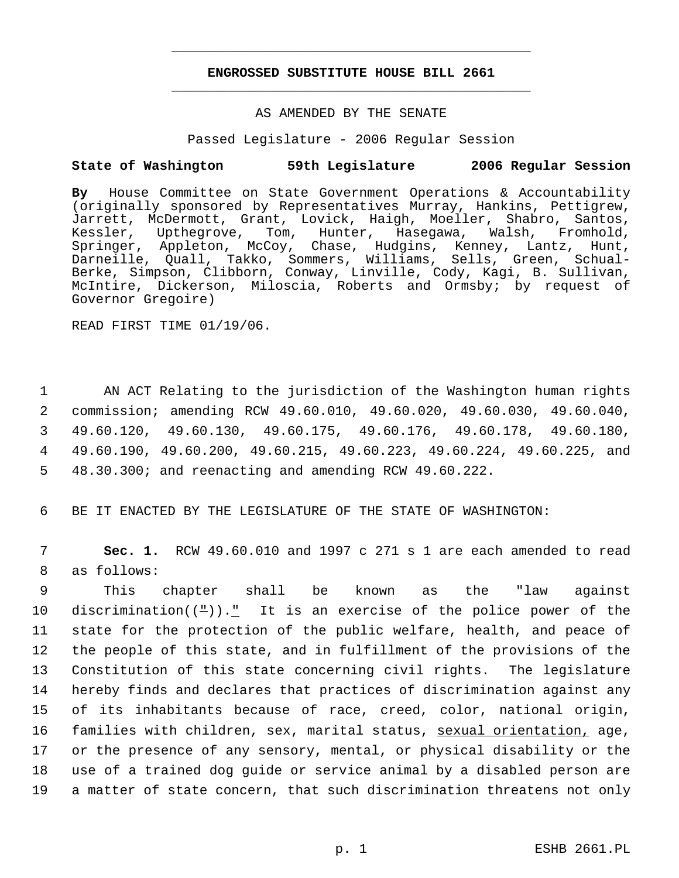---

**ENGROSSED SUBSTITUTE HOUSE BILL 2661**

---

AS AMENDED BY THE SENATE

Passed Legislature - 2006 Regular Session

**State of Washington 59th Legislature 2006 Regular Session**

**By** House Committee on State Government Operations & Accountability (originally sponsored by Representatives Murray, Hankins, Pettigrew, Jarrett, McDermott, Grant, Lovick, Haigh, Moeller, Shabro, Santos, Kessler, Upthegrove, Tom, Hunter, Hasegawa, Walsh, Fromhold, Springer, Appleton, McCoy, Chase, Hudgins, Kenney, Lantz, Hunt, Darneille, Quall, Takko, Sommers, Williams, Sells, Green, Schual-Berke, Simpson, Clibborn, Conway, Linville, Cody, Kagi, B. Sullivan, McIntire, Dickerson, Miloscia, Roberts and Ormsby; by request of Governor Gregoire)

READ FIRST TIME 01/19/06.

1 AN ACT Relating to the jurisdiction of the Washington human rights
2 commission; amending RCW 49.60.010, 49.60.020, 49.60.030, 49.60.040,
3 49.60.120, 49.60.130, 49.60.175, 49.60.176, 49.60.178, 49.60.180,
4 49.60.190, 49.60.200, 49.60.215, 49.60.223, 49.60.224, 49.60.225, and
5 48.30.300; and reenacting and amending RCW 49.60.222.

6 BE IT ENACTED BY THE LEGISLATURE OF THE STATE OF WASHINGTON:

7 **Sec. 1.** RCW 49.60.010 and 1997 c 271 s 1 are each amended to read
8 as follows:
9 This chapter shall be known as the "law against
10 discrimination((<u>"</u>)).<u>"</u> It is an exercise of the police power of the
11 state for the protection of the public welfare, health, and peace of
12 the people of this state, and in fulfillment of the provisions of the
13 Constitution of this state concerning civil rights. The legislature
14 hereby finds and declares that practices of discrimination against any
15 of its inhabitants because of race, creed, color, national origin,
16 families with children, sex, marital status, <u>sexual orientation,</u> age,
17 or the presence of any sensory, mental, or physical disability or the
18 use of a trained dog guide or service animal by a disabled person are
19 a matter of state concern, that such discrimination threatens not only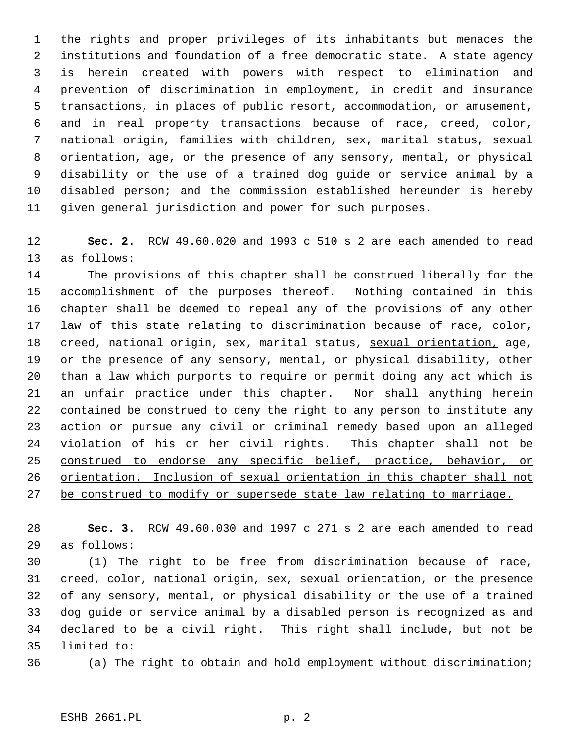the rights and proper privileges of its inhabitants but menaces the institutions and foundation of a free democratic state. A state agency is herein created with powers with respect to elimination and prevention of discrimination in employment, in credit and insurance transactions, in places of public resort, accommodation, or amusement, and in real property transactions because of race, creed, color, national origin, families with children, sex, marital status, <u>sexual orientation,</u> age, or the presence of any sensory, mental, or physical disability or the use of a trained dog guide or service animal by a disabled person; and the commission established hereunder is hereby given general jurisdiction and power for such purposes.

**Sec. 2.** RCW 49.60.020 and 1993 c 510 s 2 are each amended to read as follows:

The provisions of this chapter shall be construed liberally for the accomplishment of the purposes thereof. Nothing contained in this chapter shall be deemed to repeal any of the provisions of any other law of this state relating to discrimination because of race, color, creed, national origin, sex, marital status, <u>sexual orientation,</u> age, or the presence of any sensory, mental, or physical disability, other than a law which purports to require or permit doing any act which is an unfair practice under this chapter. Nor shall anything herein contained be construed to deny the right to any person to institute any action or pursue any civil or criminal remedy based upon an alleged violation of his or her civil rights. <u>This chapter shall not be construed to endorse any specific belief, practice, behavior, or orientation. Inclusion of sexual orientation in this chapter shall not be construed to modify or supersede state law relating to marriage.</u>

**Sec. 3.** RCW 49.60.030 and 1997 c 271 s 2 are each amended to read as follows:

(1) The right to be free from discrimination because of race, creed, color, national origin, sex, <u>sexual orientation,</u> or the presence of any sensory, mental, or physical disability or the use of a trained dog guide or service animal by a disabled person is recognized as and declared to be a civil right. This right shall include, but not be limited to:

(a) The right to obtain and hold employment without discrimination;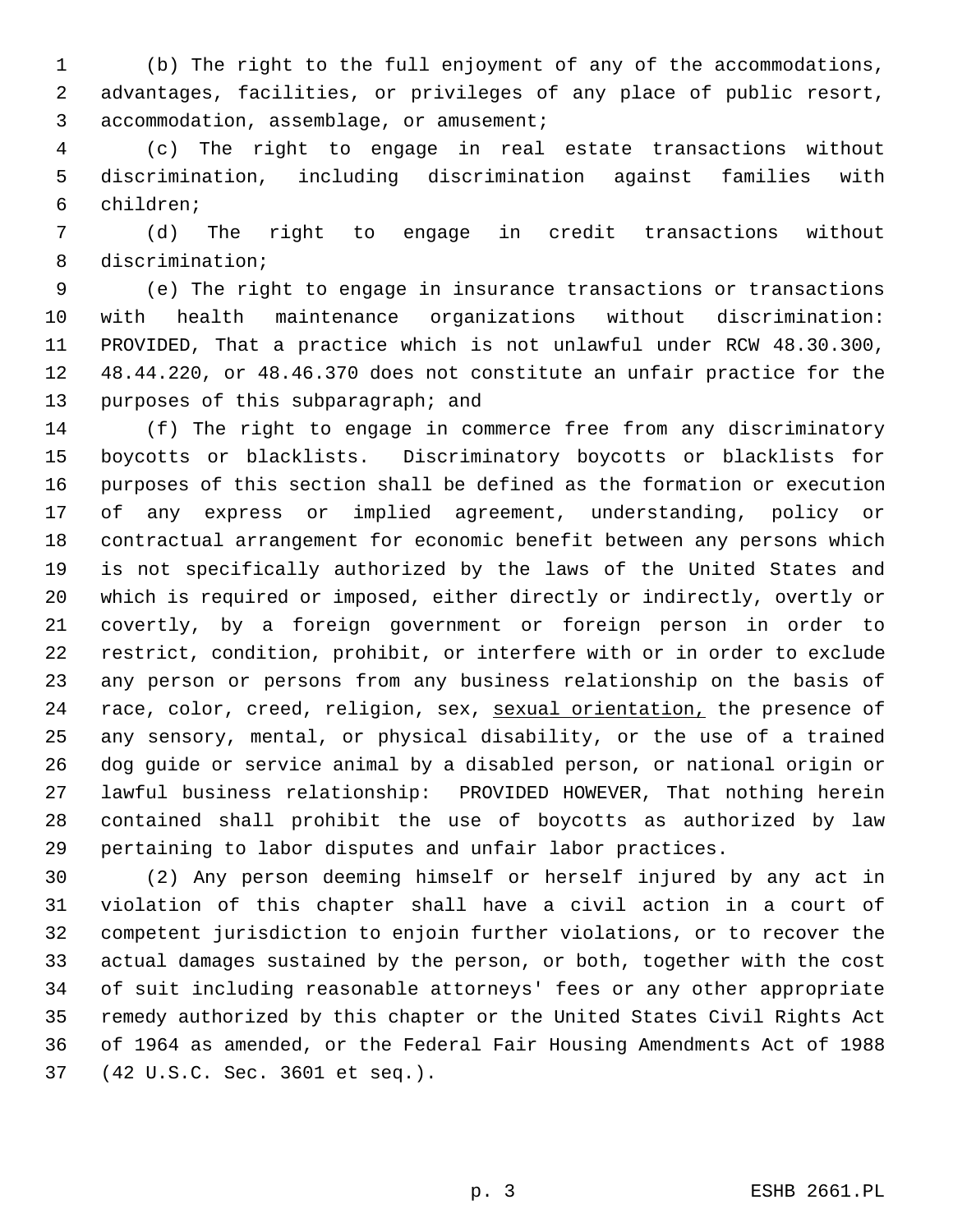(b) The right to the full enjoyment of any of the accommodations, advantages, facilities, or privileges of any place of public resort, accommodation, assemblage, or amusement;

(c) The right to engage in real estate transactions without discrimination, including discrimination against families with children;

(d) The right to engage in credit transactions without discrimination;

(e) The right to engage in insurance transactions or transactions with health maintenance organizations without discrimination: PROVIDED, That a practice which is not unlawful under RCW 48.30.300, 48.44.220, or 48.46.370 does not constitute an unfair practice for the purposes of this subparagraph; and

(f) The right to engage in commerce free from any discriminatory boycotts or blacklists. Discriminatory boycotts or blacklists for purposes of this section shall be defined as the formation or execution of any express or implied agreement, understanding, policy or contractual arrangement for economic benefit between any persons which is not specifically authorized by the laws of the United States and which is required or imposed, either directly or indirectly, overtly or covertly, by a foreign government or foreign person in order to restrict, condition, prohibit, or interfere with or in order to exclude any person or persons from any business relationship on the basis of race, color, creed, religion, sex, <u>sexual orientation,</u> the presence of any sensory, mental, or physical disability, or the use of a trained dog guide or service animal by a disabled person, or national origin or lawful business relationship: PROVIDED HOWEVER, That nothing herein contained shall prohibit the use of boycotts as authorized by law pertaining to labor disputes and unfair labor practices.

(2) Any person deeming himself or herself injured by any act in violation of this chapter shall have a civil action in a court of competent jurisdiction to enjoin further violations, or to recover the actual damages sustained by the person, or both, together with the cost of suit including reasonable attorneys' fees or any other appropriate remedy authorized by this chapter or the United States Civil Rights Act of 1964 as amended, or the Federal Fair Housing Amendments Act of 1988 (42 U.S.C. Sec. 3601 et seq.).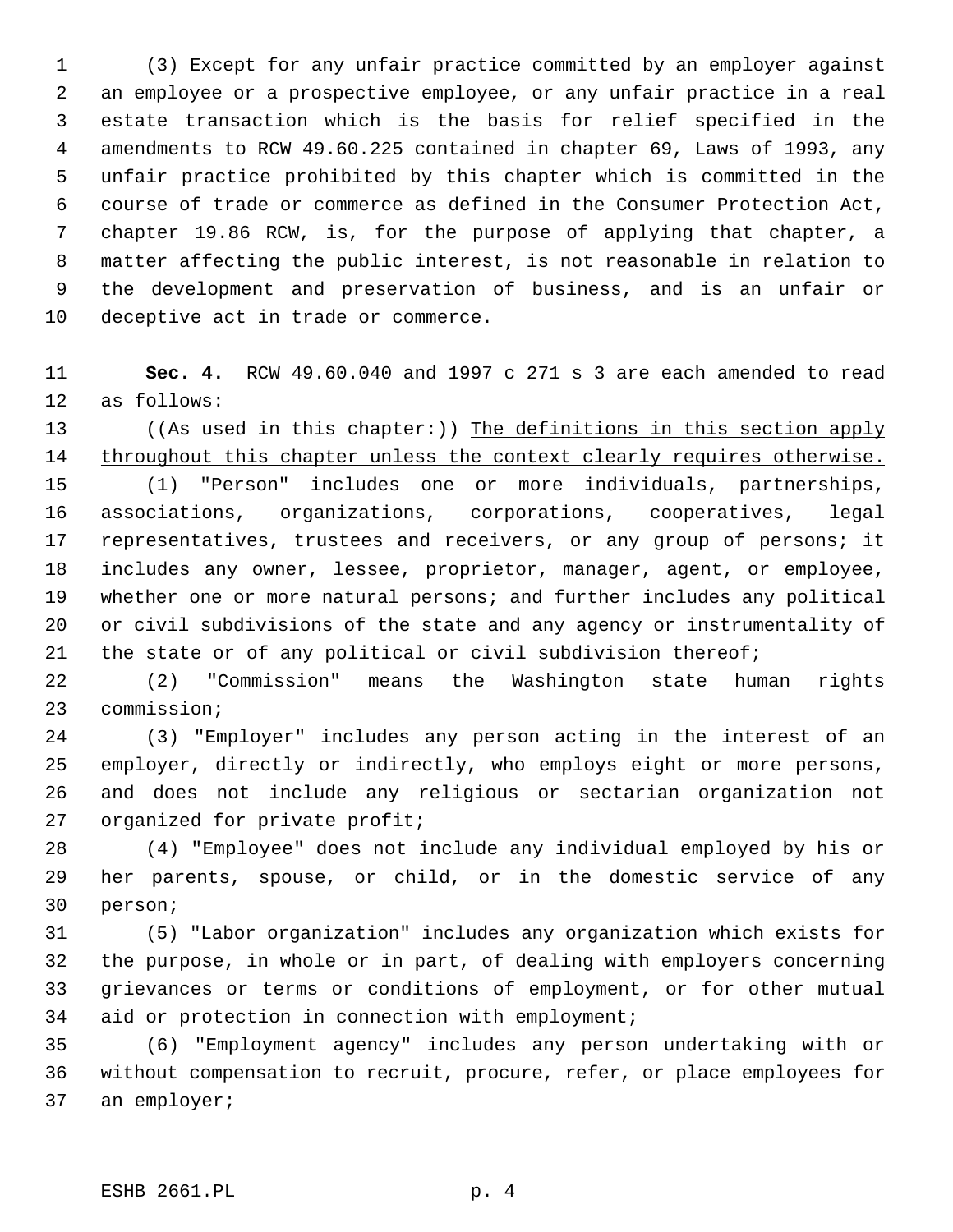(3) Except for any unfair practice committed by an employer against an employee or a prospective employee, or any unfair practice in a real estate transaction which is the basis for relief specified in the amendments to RCW 49.60.225 contained in chapter 69, Laws of 1993, any unfair practice prohibited by this chapter which is committed in the course of trade or commerce as defined in the Consumer Protection Act, chapter 19.86 RCW, is, for the purpose of applying that chapter, a matter affecting the public interest, is not reasonable in relation to the development and preservation of business, and is an unfair or deceptive act in trade or commerce.

**Sec. 4.** RCW 49.60.040 and 1997 c 271 s 3 are each amended to read as follows:

((~~As used in this chapter:~~)) The definitions in this section apply throughout this chapter unless the context clearly requires otherwise.

(1) "Person" includes one or more individuals, partnerships, associations, organizations, corporations, cooperatives, legal representatives, trustees and receivers, or any group of persons; it includes any owner, lessee, proprietor, manager, agent, or employee, whether one or more natural persons; and further includes any political or civil subdivisions of the state and any agency or instrumentality of the state or of any political or civil subdivision thereof;

(2) "Commission" means the Washington state human rights commission;

(3) "Employer" includes any person acting in the interest of an employer, directly or indirectly, who employs eight or more persons, and does not include any religious or sectarian organization not organized for private profit;

(4) "Employee" does not include any individual employed by his or her parents, spouse, or child, or in the domestic service of any person;

(5) "Labor organization" includes any organization which exists for the purpose, in whole or in part, of dealing with employers concerning grievances or terms or conditions of employment, or for other mutual aid or protection in connection with employment;

(6) "Employment agency" includes any person undertaking with or without compensation to recruit, procure, refer, or place employees for an employer;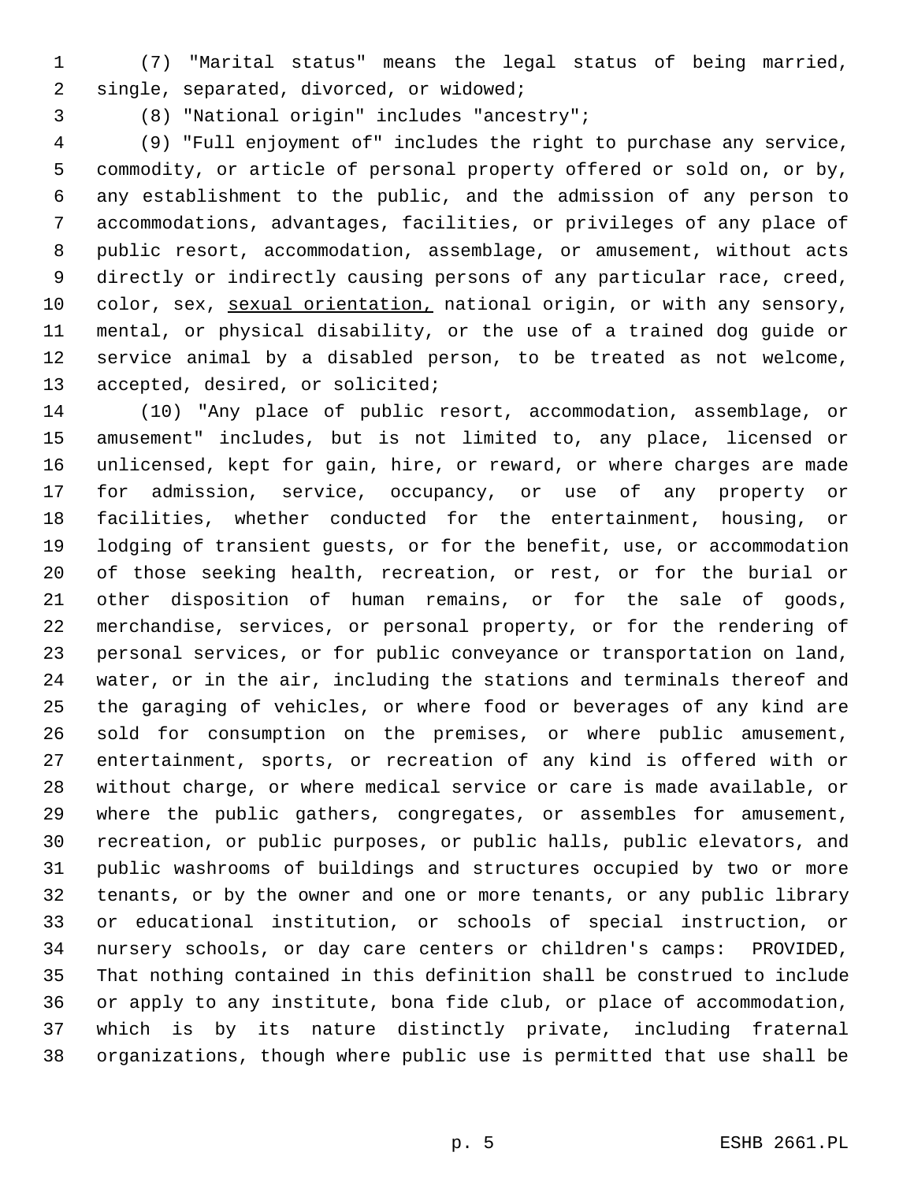(7) "Marital status" means the legal status of being married, single, separated, divorced, or widowed;

(8) "National origin" includes "ancestry";

(9) "Full enjoyment of" includes the right to purchase any service, commodity, or article of personal property offered or sold on, or by, any establishment to the public, and the admission of any person to accommodations, advantages, facilities, or privileges of any place of public resort, accommodation, assemblage, or amusement, without acts directly or indirectly causing persons of any particular race, creed, color, sex, <u>sexual orientation,</u> national origin, or with any sensory, mental, or physical disability, or the use of a trained dog guide or service animal by a disabled person, to be treated as not welcome, accepted, desired, or solicited;

(10) "Any place of public resort, accommodation, assemblage, or amusement" includes, but is not limited to, any place, licensed or unlicensed, kept for gain, hire, or reward, or where charges are made for admission, service, occupancy, or use of any property or facilities, whether conducted for the entertainment, housing, or lodging of transient guests, or for the benefit, use, or accommodation of those seeking health, recreation, or rest, or for the burial or other disposition of human remains, or for the sale of goods, merchandise, services, or personal property, or for the rendering of personal services, or for public conveyance or transportation on land, water, or in the air, including the stations and terminals thereof and the garaging of vehicles, or where food or beverages of any kind are sold for consumption on the premises, or where public amusement, entertainment, sports, or recreation of any kind is offered with or without charge, or where medical service or care is made available, or where the public gathers, congregates, or assembles for amusement, recreation, or public purposes, or public halls, public elevators, and public washrooms of buildings and structures occupied by two or more tenants, or by the owner and one or more tenants, or any public library or educational institution, or schools of special instruction, or nursery schools, or day care centers or children's camps: PROVIDED, That nothing contained in this definition shall be construed to include or apply to any institute, bona fide club, or place of accommodation, which is by its nature distinctly private, including fraternal organizations, though where public use is permitted that use shall be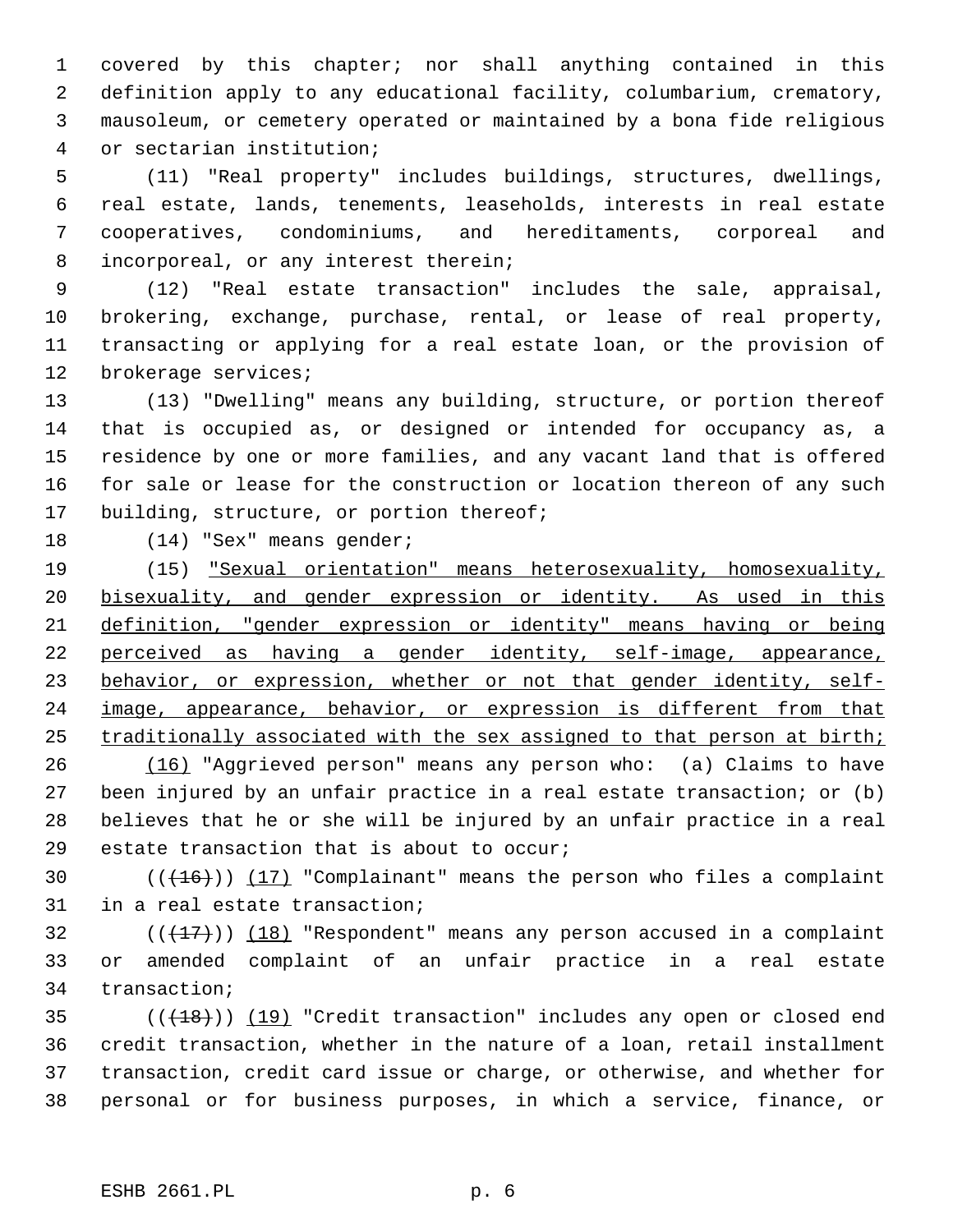covered by this chapter; nor shall anything contained in this definition apply to any educational facility, columbarium, crematory, mausoleum, or cemetery operated or maintained by a bona fide religious or sectarian institution;

(11) "Real property" includes buildings, structures, dwellings, real estate, lands, tenements, leaseholds, interests in real estate cooperatives, condominiums, and hereditaments, corporeal and incorporeal, or any interest therein;

(12) "Real estate transaction" includes the sale, appraisal, brokering, exchange, purchase, rental, or lease of real property, transacting or applying for a real estate loan, or the provision of brokerage services;

(13) "Dwelling" means any building, structure, or portion thereof that is occupied as, or designed or intended for occupancy as, a residence by one or more families, and any vacant land that is offered for sale or lease for the construction or location thereon of any such building, structure, or portion thereof;

(14) "Sex" means gender;

(15) "Sexual orientation" means heterosexuality, homosexuality, bisexuality, and gender expression or identity. As used in this definition, "gender expression or identity" means having or being perceived as having a gender identity, self-image, appearance, behavior, or expression, whether or not that gender identity, self-image, appearance, behavior, or expression is different from that traditionally associated with the sex assigned to that person at birth;

(16) "Aggrieved person" means any person who: (a) Claims to have been injured by an unfair practice in a real estate transaction; or (b) believes that he or she will be injured by an unfair practice in a real estate transaction that is about to occur;

(((16))) (17) "Complainant" means the person who files a complaint in a real estate transaction;

(((17))) (18) "Respondent" means any person accused in a complaint or amended complaint of an unfair practice in a real estate transaction;

(((18))) (19) "Credit transaction" includes any open or closed end credit transaction, whether in the nature of a loan, retail installment transaction, credit card issue or charge, or otherwise, and whether for personal or for business purposes, in which a service, finance, or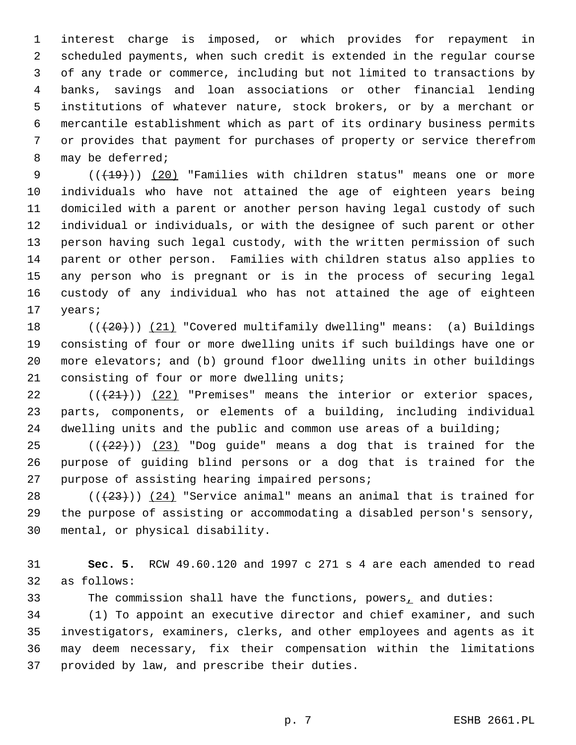interest charge is imposed, or which provides for repayment in scheduled payments, when such credit is extended in the regular course of any trade or commerce, including but not limited to transactions by banks, savings and loan associations or other financial lending institutions of whatever nature, stock brokers, or by a merchant or mercantile establishment which as part of its ordinary business permits or provides that payment for purchases of property or service therefrom may be deferred;

(((19))) (20) "Families with children status" means one or more individuals who have not attained the age of eighteen years being domiciled with a parent or another person having legal custody of such individual or individuals, or with the designee of such parent or other person having such legal custody, with the written permission of such parent or other person. Families with children status also applies to any person who is pregnant or is in the process of securing legal custody of any individual who has not attained the age of eighteen years;

(((20))) (21) "Covered multifamily dwelling" means: (a) Buildings consisting of four or more dwelling units if such buildings have one or more elevators; and (b) ground floor dwelling units in other buildings consisting of four or more dwelling units;

(((21))) (22) "Premises" means the interior or exterior spaces, parts, components, or elements of a building, including individual dwelling units and the public and common use areas of a building;

(((22))) (23) "Dog guide" means a dog that is trained for the purpose of guiding blind persons or a dog that is trained for the purpose of assisting hearing impaired persons;

(((23))) (24) "Service animal" means an animal that is trained for the purpose of assisting or accommodating a disabled person's sensory, mental, or physical disability.

**Sec. 5.** RCW 49.60.120 and 1997 c 271 s 4 are each amended to read as follows:

The commission shall have the functions, powers, and duties:

(1) To appoint an executive director and chief examiner, and such investigators, examiners, clerks, and other employees and agents as it may deem necessary, fix their compensation within the limitations provided by law, and prescribe their duties.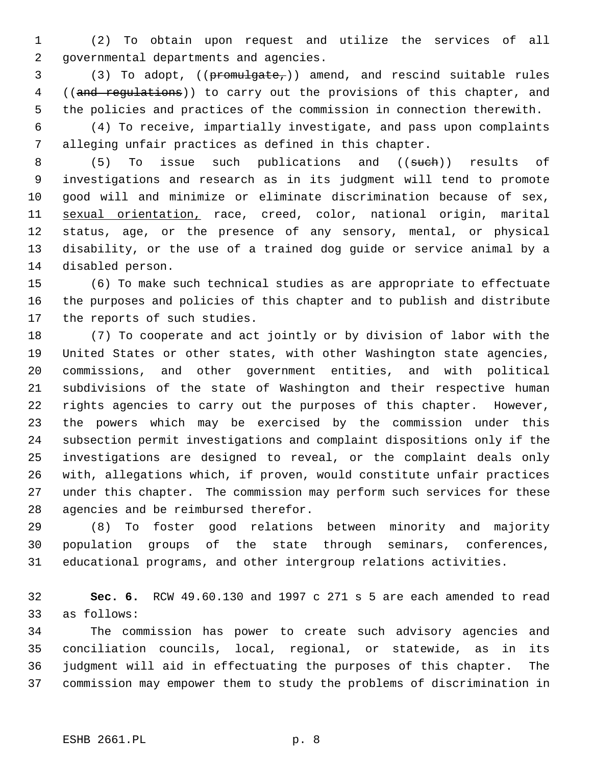(2) To obtain upon request and utilize the services of all governmental departments and agencies.

(3) To adopt, ((~~promulgate,~~)) amend, and rescind suitable rules ((~~and regulations~~)) to carry out the provisions of this chapter, and the policies and practices of the commission in connection therewith.

(4) To receive, impartially investigate, and pass upon complaints alleging unfair practices as defined in this chapter.

(5) To issue such publications and ((~~such~~)) results of investigations and research as in its judgment will tend to promote good will and minimize or eliminate discrimination because of sex, <u>sexual orientation,</u> race, creed, color, national origin, marital status, age, or the presence of any sensory, mental, or physical disability, or the use of a trained dog guide or service animal by a disabled person.

(6) To make such technical studies as are appropriate to effectuate the purposes and policies of this chapter and to publish and distribute the reports of such studies.

(7) To cooperate and act jointly or by division of labor with the United States or other states, with other Washington state agencies, commissions, and other government entities, and with political subdivisions of the state of Washington and their respective human rights agencies to carry out the purposes of this chapter. However, the powers which may be exercised by the commission under this subsection permit investigations and complaint dispositions only if the investigations are designed to reveal, or the complaint deals only with, allegations which, if proven, would constitute unfair practices under this chapter. The commission may perform such services for these agencies and be reimbursed therefor.

(8) To foster good relations between minority and majority population groups of the state through seminars, conferences, educational programs, and other intergroup relations activities.

**Sec. 6.** RCW 49.60.130 and 1997 c 271 s 5 are each amended to read as follows:

The commission has power to create such advisory agencies and conciliation councils, local, regional, or statewide, as in its judgment will aid in effectuating the purposes of this chapter. The commission may empower them to study the problems of discrimination in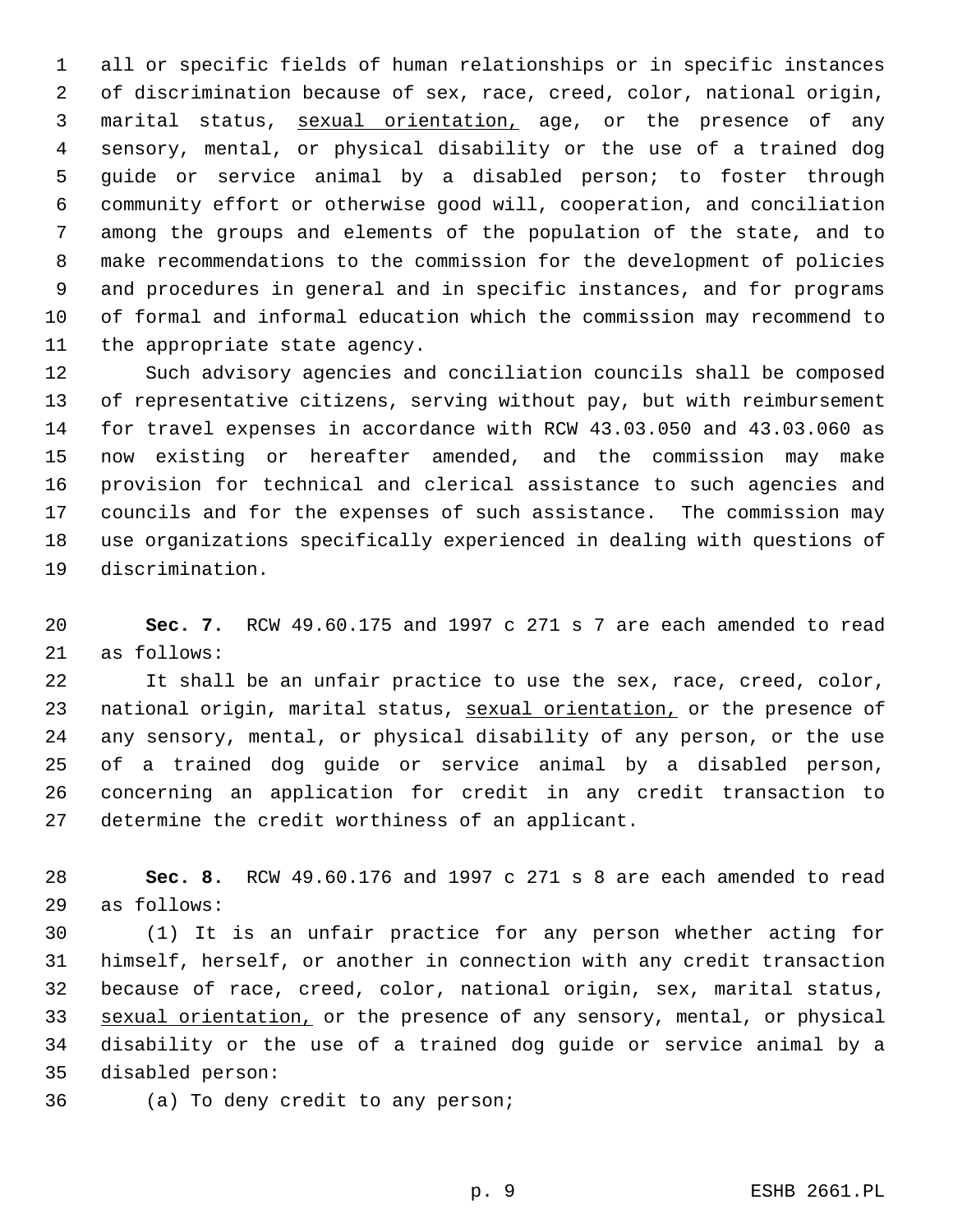all or specific fields of human relationships or in specific instances of discrimination because of sex, race, creed, color, national origin, marital status, <u>sexual orientation,</u> age, or the presence of any sensory, mental, or physical disability or the use of a trained dog guide or service animal by a disabled person; to foster through community effort or otherwise good will, cooperation, and conciliation among the groups and elements of the population of the state, and to make recommendations to the commission for the development of policies and procedures in general and in specific instances, and for programs of formal and informal education which the commission may recommend to the appropriate state agency.

Such advisory agencies and conciliation councils shall be composed of representative citizens, serving without pay, but with reimbursement for travel expenses in accordance with RCW 43.03.050 and 43.03.060 as now existing or hereafter amended, and the commission may make provision for technical and clerical assistance to such agencies and councils and for the expenses of such assistance. The commission may use organizations specifically experienced in dealing with questions of discrimination.

**Sec. 7.** RCW 49.60.175 and 1997 c 271 s 7 are each amended to read as follows:

It shall be an unfair practice to use the sex, race, creed, color, national origin, marital status, <u>sexual orientation,</u> or the presence of any sensory, mental, or physical disability of any person, or the use of a trained dog guide or service animal by a disabled person, concerning an application for credit in any credit transaction to determine the credit worthiness of an applicant.

**Sec. 8.** RCW 49.60.176 and 1997 c 271 s 8 are each amended to read as follows:

(1) It is an unfair practice for any person whether acting for himself, herself, or another in connection with any credit transaction because of race, creed, color, national origin, sex, marital status, <u>sexual orientation,</u> or the presence of any sensory, mental, or physical disability or the use of a trained dog guide or service animal by a disabled person:

(a) To deny credit to any person;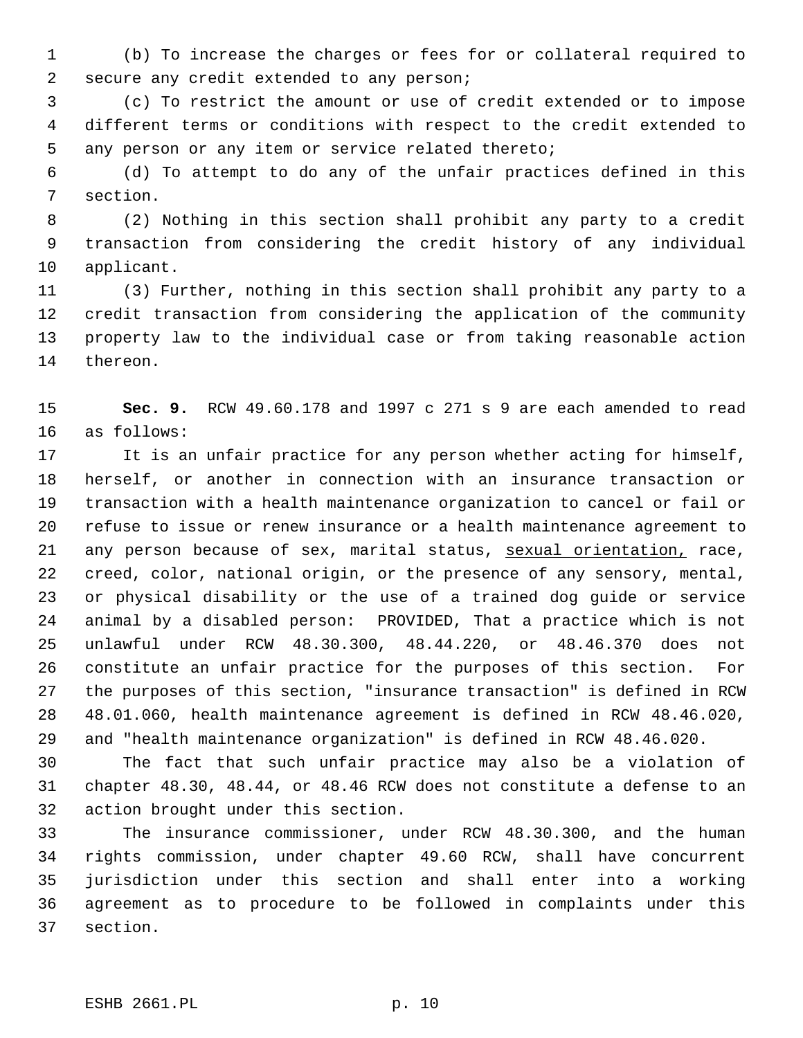(b) To increase the charges or fees for or collateral required to secure any credit extended to any person;

(c) To restrict the amount or use of credit extended or to impose different terms or conditions with respect to the credit extended to any person or any item or service related thereto;

(d) To attempt to do any of the unfair practices defined in this section.

(2) Nothing in this section shall prohibit any party to a credit transaction from considering the credit history of any individual applicant.

(3) Further, nothing in this section shall prohibit any party to a credit transaction from considering the application of the community property law to the individual case or from taking reasonable action thereon.

**Sec. 9.** RCW 49.60.178 and 1997 c 271 s 9 are each amended to read as follows:

It is an unfair practice for any person whether acting for himself, herself, or another in connection with an insurance transaction or transaction with a health maintenance organization to cancel or fail or refuse to issue or renew insurance or a health maintenance agreement to any person because of sex, marital status, <u>sexual orientation,</u> race, creed, color, national origin, or the presence of any sensory, mental, or physical disability or the use of a trained dog guide or service animal by a disabled person: PROVIDED, That a practice which is not unlawful under RCW 48.30.300, 48.44.220, or 48.46.370 does not constitute an unfair practice for the purposes of this section. For the purposes of this section, "insurance transaction" is defined in RCW 48.01.060, health maintenance agreement is defined in RCW 48.46.020, and "health maintenance organization" is defined in RCW 48.46.020.

The fact that such unfair practice may also be a violation of chapter 48.30, 48.44, or 48.46 RCW does not constitute a defense to an action brought under this section.

The insurance commissioner, under RCW 48.30.300, and the human rights commission, under chapter 49.60 RCW, shall have concurrent jurisdiction under this section and shall enter into a working agreement as to procedure to be followed in complaints under this section.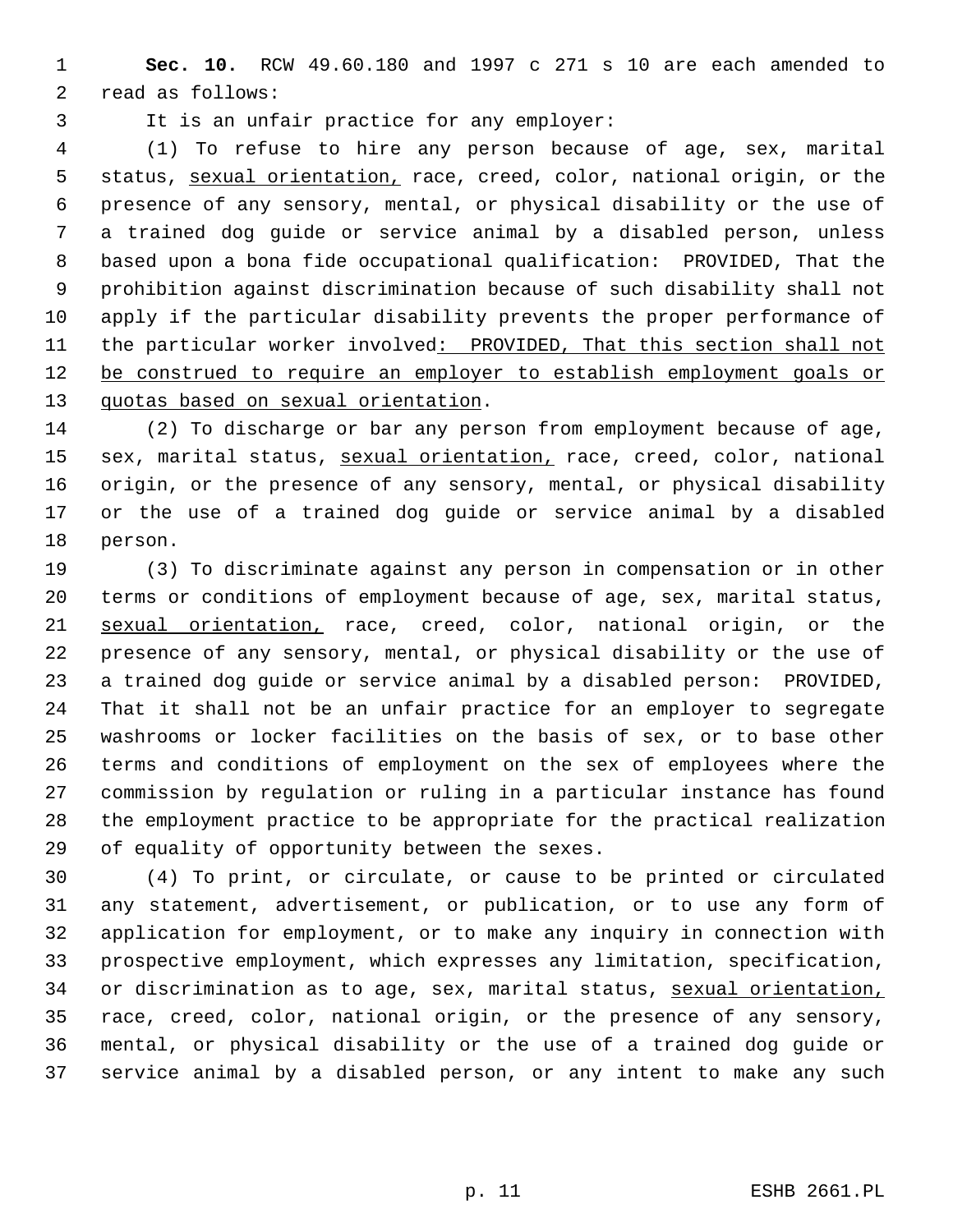**Sec. 10.** RCW 49.60.180 and 1997 c 271 s 10 are each amended to read as follows:

It is an unfair practice for any employer:

(1) To refuse to hire any person because of age, sex, marital status, <u>sexual orientation,</u> race, creed, color, national origin, or the presence of any sensory, mental, or physical disability or the use of a trained dog guide or service animal by a disabled person, unless based upon a bona fide occupational qualification: PROVIDED, That the prohibition against discrimination because of such disability shall not apply if the particular disability prevents the proper performance of the particular worker involved<u>: PROVIDED, That this section shall not be construed to require an employer to establish employment goals or quotas based on sexual orientation</u>.

(2) To discharge or bar any person from employment because of age, sex, marital status, <u>sexual orientation,</u> race, creed, color, national origin, or the presence of any sensory, mental, or physical disability or the use of a trained dog guide or service animal by a disabled person.

(3) To discriminate against any person in compensation or in other terms or conditions of employment because of age, sex, marital status, <u>sexual orientation,</u> race, creed, color, national origin, or the presence of any sensory, mental, or physical disability or the use of a trained dog guide or service animal by a disabled person: PROVIDED, That it shall not be an unfair practice for an employer to segregate washrooms or locker facilities on the basis of sex, or to base other terms and conditions of employment on the sex of employees where the commission by regulation or ruling in a particular instance has found the employment practice to be appropriate for the practical realization of equality of opportunity between the sexes.

(4) To print, or circulate, or cause to be printed or circulated any statement, advertisement, or publication, or to use any form of application for employment, or to make any inquiry in connection with prospective employment, which expresses any limitation, specification, or discrimination as to age, sex, marital status, <u>sexual orientation,</u> race, creed, color, national origin, or the presence of any sensory, mental, or physical disability or the use of a trained dog guide or service animal by a disabled person, or any intent to make any such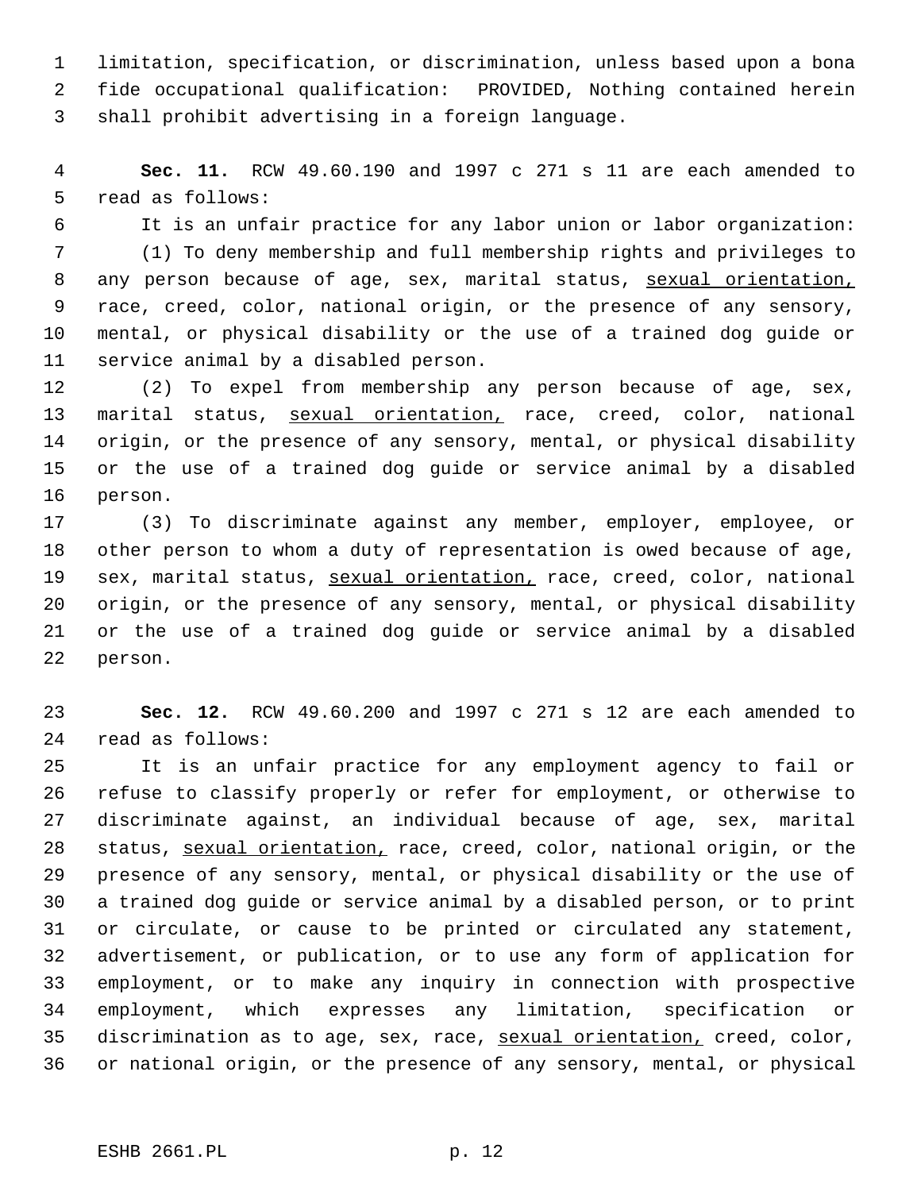limitation, specification, or discrimination, unless based upon a bona fide occupational qualification: PROVIDED, Nothing contained herein shall prohibit advertising in a foreign language.

**Sec. 11.** RCW 49.60.190 and 1997 c 271 s 11 are each amended to read as follows:

It is an unfair practice for any labor union or labor organization:

(1) To deny membership and full membership rights and privileges to any person because of age, sex, marital status, <u>sexual orientation,</u> race, creed, color, national origin, or the presence of any sensory, mental, or physical disability or the use of a trained dog guide or service animal by a disabled person.

(2) To expel from membership any person because of age, sex, marital status, <u>sexual orientation,</u> race, creed, color, national origin, or the presence of any sensory, mental, or physical disability or the use of a trained dog guide or service animal by a disabled person.

(3) To discriminate against any member, employer, employee, or other person to whom a duty of representation is owed because of age, sex, marital status, <u>sexual orientation,</u> race, creed, color, national origin, or the presence of any sensory, mental, or physical disability or the use of a trained dog guide or service animal by a disabled person.

**Sec. 12.** RCW 49.60.200 and 1997 c 271 s 12 are each amended to read as follows:

It is an unfair practice for any employment agency to fail or refuse to classify properly or refer for employment, or otherwise to discriminate against, an individual because of age, sex, marital status, <u>sexual orientation,</u> race, creed, color, national origin, or the presence of any sensory, mental, or physical disability or the use of a trained dog guide or service animal by a disabled person, or to print or circulate, or cause to be printed or circulated any statement, advertisement, or publication, or to use any form of application for employment, or to make any inquiry in connection with prospective employment, which expresses any limitation, specification or discrimination as to age, sex, race, <u>sexual orientation,</u> creed, color, or national origin, or the presence of any sensory, mental, or physical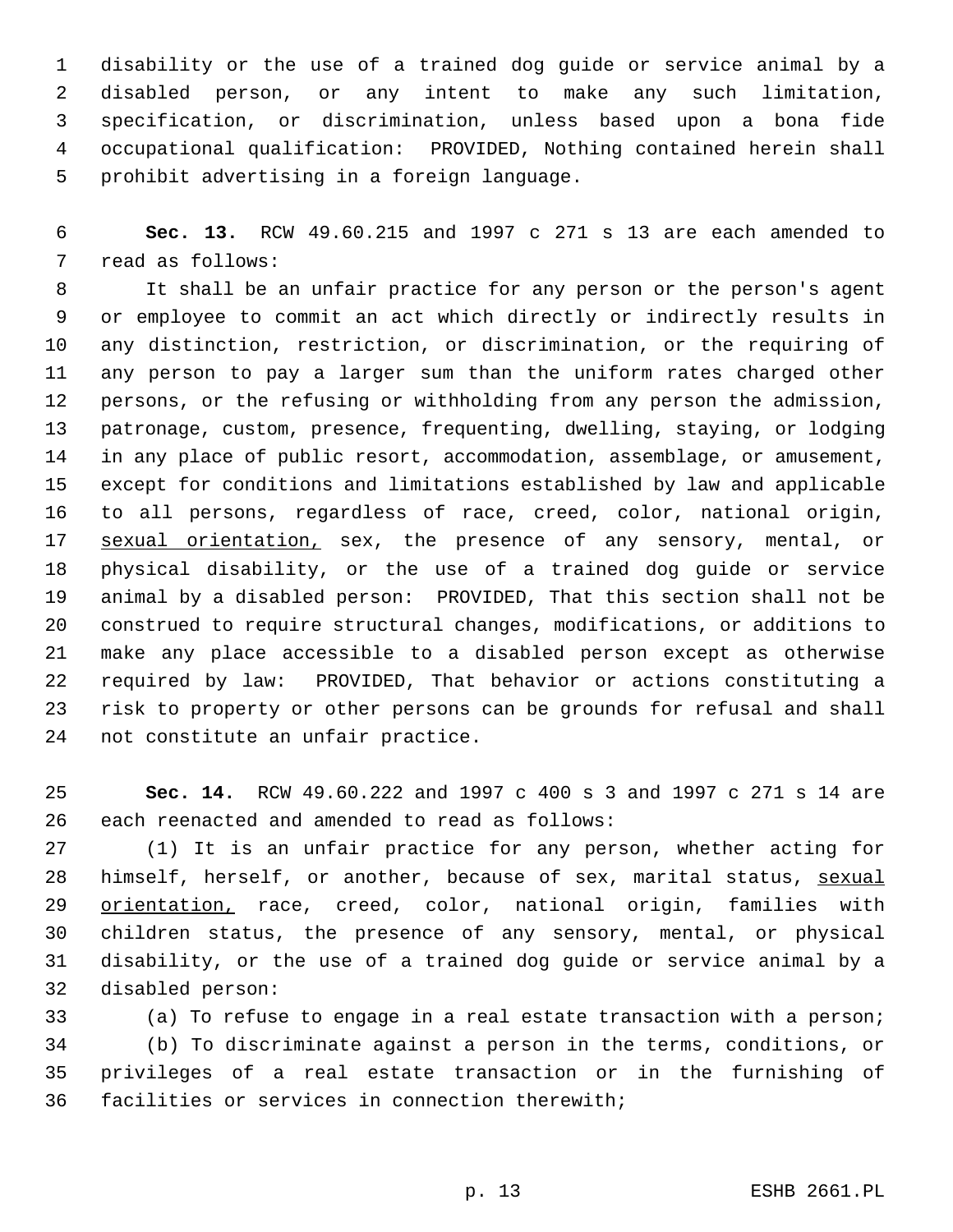disability or the use of a trained dog guide or service animal by a disabled person, or any intent to make any such limitation, specification, or discrimination, unless based upon a bona fide occupational qualification: PROVIDED, Nothing contained herein shall prohibit advertising in a foreign language.

**Sec. 13.** RCW 49.60.215 and 1997 c 271 s 13 are each amended to read as follows:

It shall be an unfair practice for any person or the person's agent or employee to commit an act which directly or indirectly results in any distinction, restriction, or discrimination, or the requiring of any person to pay a larger sum than the uniform rates charged other persons, or the refusing or withholding from any person the admission, patronage, custom, presence, frequenting, dwelling, staying, or lodging in any place of public resort, accommodation, assemblage, or amusement, except for conditions and limitations established by law and applicable to all persons, regardless of race, creed, color, national origin, <u>sexual orientation,</u> sex, the presence of any sensory, mental, or physical disability, or the use of a trained dog guide or service animal by a disabled person: PROVIDED, That this section shall not be construed to require structural changes, modifications, or additions to make any place accessible to a disabled person except as otherwise required by law: PROVIDED, That behavior or actions constituting a risk to property or other persons can be grounds for refusal and shall not constitute an unfair practice.

**Sec. 14.** RCW 49.60.222 and 1997 c 400 s 3 and 1997 c 271 s 14 are each reenacted and amended to read as follows:

(1) It is an unfair practice for any person, whether acting for himself, herself, or another, because of sex, marital status, <u>sexual orientation,</u> race, creed, color, national origin, families with children status, the presence of any sensory, mental, or physical disability, or the use of a trained dog guide or service animal by a disabled person:

(a) To refuse to engage in a real estate transaction with a person;

(b) To discriminate against a person in the terms, conditions, or privileges of a real estate transaction or in the furnishing of facilities or services in connection therewith;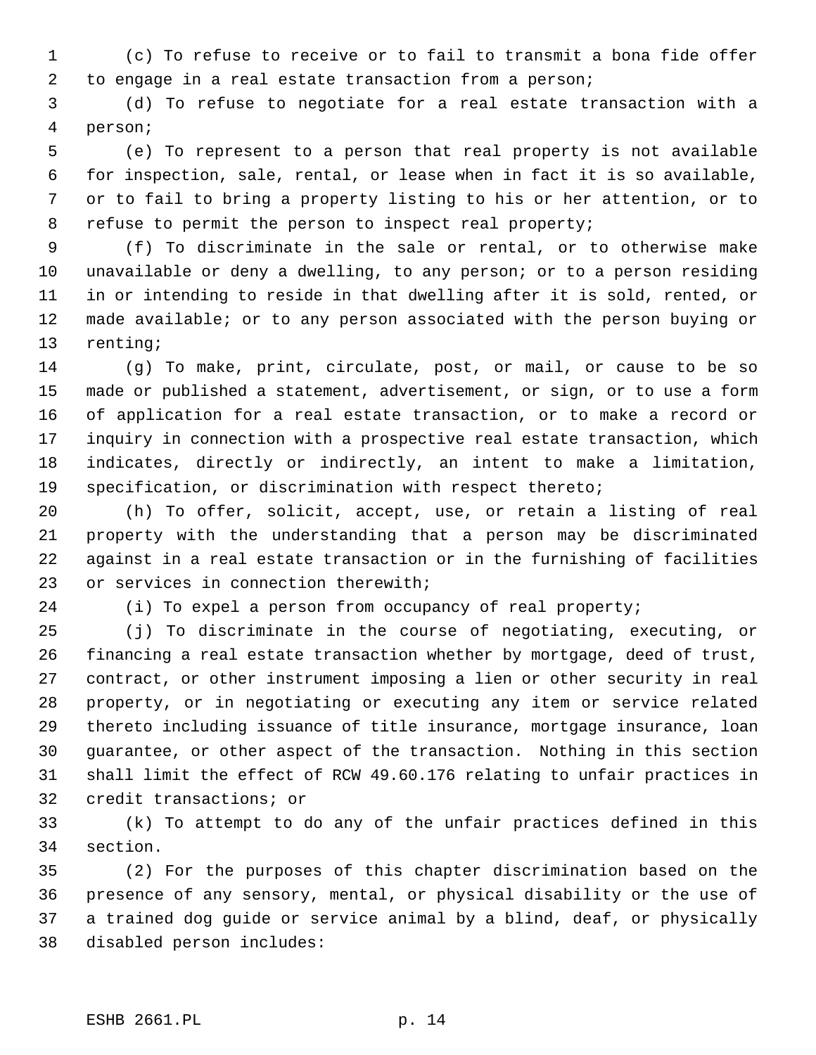(c) To refuse to receive or to fail to transmit a bona fide offer to engage in a real estate transaction from a person;

(d) To refuse to negotiate for a real estate transaction with a person;

(e) To represent to a person that real property is not available for inspection, sale, rental, or lease when in fact it is so available, or to fail to bring a property listing to his or her attention, or to refuse to permit the person to inspect real property;

(f) To discriminate in the sale or rental, or to otherwise make unavailable or deny a dwelling, to any person; or to a person residing in or intending to reside in that dwelling after it is sold, rented, or made available; or to any person associated with the person buying or renting;

(g) To make, print, circulate, post, or mail, or cause to be so made or published a statement, advertisement, or sign, or to use a form of application for a real estate transaction, or to make a record or inquiry in connection with a prospective real estate transaction, which indicates, directly or indirectly, an intent to make a limitation, specification, or discrimination with respect thereto;

(h) To offer, solicit, accept, use, or retain a listing of real property with the understanding that a person may be discriminated against in a real estate transaction or in the furnishing of facilities or services in connection therewith;

(i) To expel a person from occupancy of real property;

(j) To discriminate in the course of negotiating, executing, or financing a real estate transaction whether by mortgage, deed of trust, contract, or other instrument imposing a lien or other security in real property, or in negotiating or executing any item or service related thereto including issuance of title insurance, mortgage insurance, loan guarantee, or other aspect of the transaction. Nothing in this section shall limit the effect of RCW 49.60.176 relating to unfair practices in credit transactions; or

(k) To attempt to do any of the unfair practices defined in this section.

(2) For the purposes of this chapter discrimination based on the presence of any sensory, mental, or physical disability or the use of a trained dog guide or service animal by a blind, deaf, or physically disabled person includes: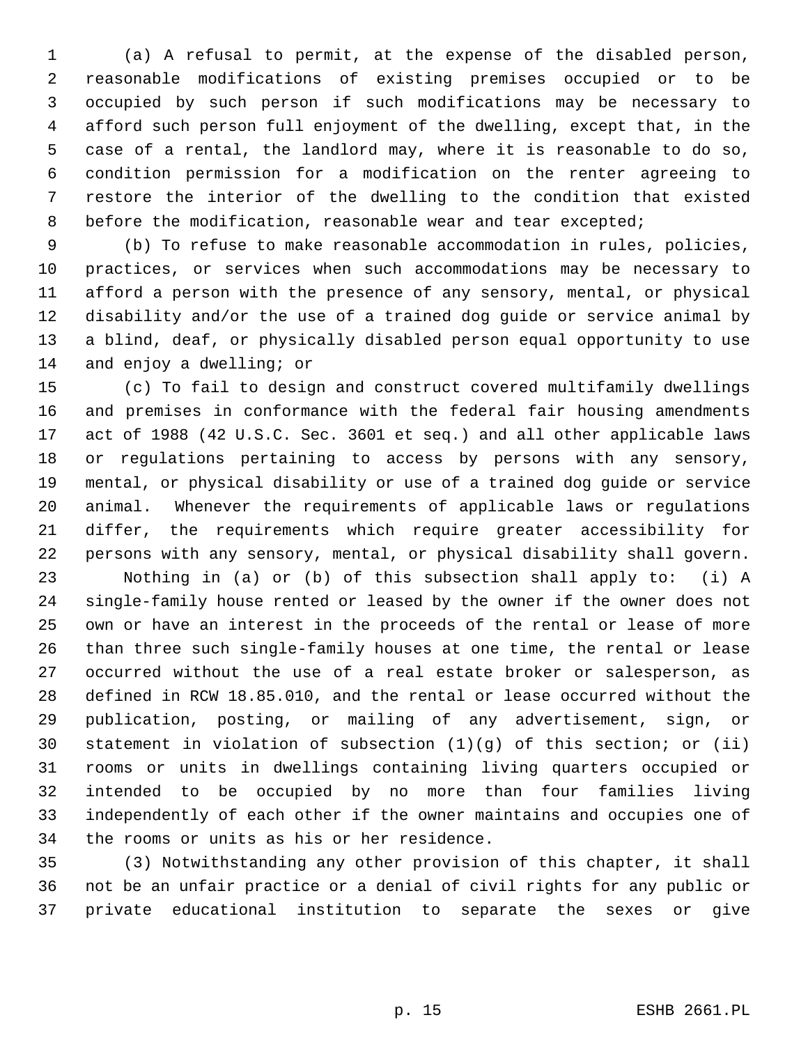(a) A refusal to permit, at the expense of the disabled person, reasonable modifications of existing premises occupied or to be occupied by such person if such modifications may be necessary to afford such person full enjoyment of the dwelling, except that, in the case of a rental, the landlord may, where it is reasonable to do so, condition permission for a modification on the renter agreeing to restore the interior of the dwelling to the condition that existed before the modification, reasonable wear and tear excepted;

(b) To refuse to make reasonable accommodation in rules, policies, practices, or services when such accommodations may be necessary to afford a person with the presence of any sensory, mental, or physical disability and/or the use of a trained dog guide or service animal by a blind, deaf, or physically disabled person equal opportunity to use and enjoy a dwelling; or

(c) To fail to design and construct covered multifamily dwellings and premises in conformance with the federal fair housing amendments act of 1988 (42 U.S.C. Sec. 3601 et seq.) and all other applicable laws or regulations pertaining to access by persons with any sensory, mental, or physical disability or use of a trained dog guide or service animal. Whenever the requirements of applicable laws or regulations differ, the requirements which require greater accessibility for persons with any sensory, mental, or physical disability shall govern.

Nothing in (a) or (b) of this subsection shall apply to: (i) A single-family house rented or leased by the owner if the owner does not own or have an interest in the proceeds of the rental or lease of more than three such single-family houses at one time, the rental or lease occurred without the use of a real estate broker or salesperson, as defined in RCW 18.85.010, and the rental or lease occurred without the publication, posting, or mailing of any advertisement, sign, or statement in violation of subsection (1)(g) of this section; or (ii) rooms or units in dwellings containing living quarters occupied or intended to be occupied by no more than four families living independently of each other if the owner maintains and occupies one of the rooms or units as his or her residence.

(3) Notwithstanding any other provision of this chapter, it shall not be an unfair practice or a denial of civil rights for any public or private educational institution to separate the sexes or give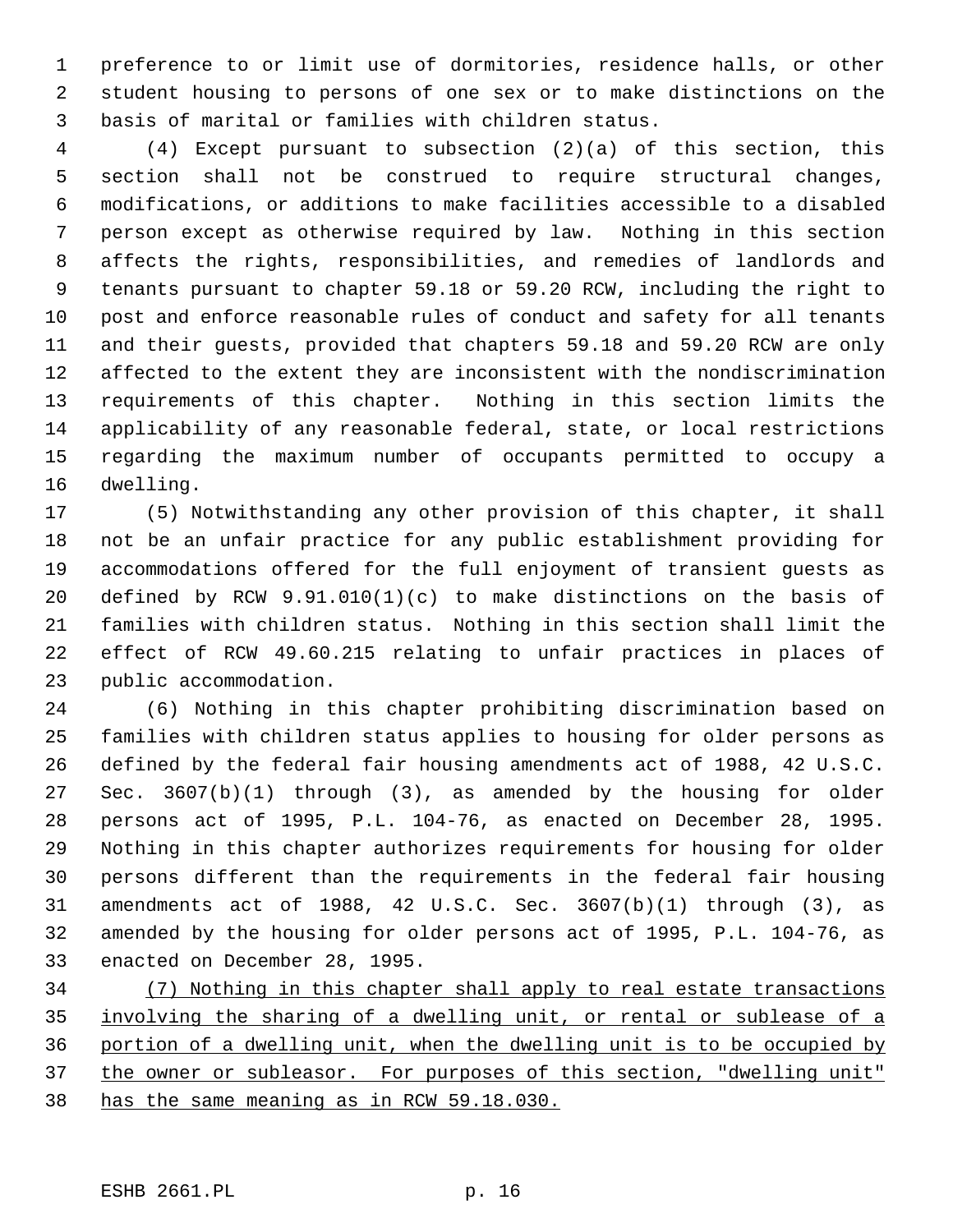preference to or limit use of dormitories, residence halls, or other student housing to persons of one sex or to make distinctions on the basis of marital or families with children status.

(4) Except pursuant to subsection (2)(a) of this section, this section shall not be construed to require structural changes, modifications, or additions to make facilities accessible to a disabled person except as otherwise required by law. Nothing in this section affects the rights, responsibilities, and remedies of landlords and tenants pursuant to chapter 59.18 or 59.20 RCW, including the right to post and enforce reasonable rules of conduct and safety for all tenants and their guests, provided that chapters 59.18 and 59.20 RCW are only affected to the extent they are inconsistent with the nondiscrimination requirements of this chapter. Nothing in this section limits the applicability of any reasonable federal, state, or local restrictions regarding the maximum number of occupants permitted to occupy a dwelling.

(5) Notwithstanding any other provision of this chapter, it shall not be an unfair practice for any public establishment providing for accommodations offered for the full enjoyment of transient guests as defined by RCW 9.91.010(1)(c) to make distinctions on the basis of families with children status. Nothing in this section shall limit the effect of RCW 49.60.215 relating to unfair practices in places of public accommodation.

(6) Nothing in this chapter prohibiting discrimination based on families with children status applies to housing for older persons as defined by the federal fair housing amendments act of 1988, 42 U.S.C. Sec. 3607(b)(1) through (3), as amended by the housing for older persons act of 1995, P.L. 104-76, as enacted on December 28, 1995. Nothing in this chapter authorizes requirements for housing for older persons different than the requirements in the federal fair housing amendments act of 1988, 42 U.S.C. Sec. 3607(b)(1) through (3), as amended by the housing for older persons act of 1995, P.L. 104-76, as enacted on December 28, 1995.

<u>(7) Nothing in this chapter shall apply to real estate transactions involving the sharing of a dwelling unit, or rental or sublease of a portion of a dwelling unit, when the dwelling unit is to be occupied by the owner or subleasor. For purposes of this section, "dwelling unit" has the same meaning as in RCW 59.18.030.</u>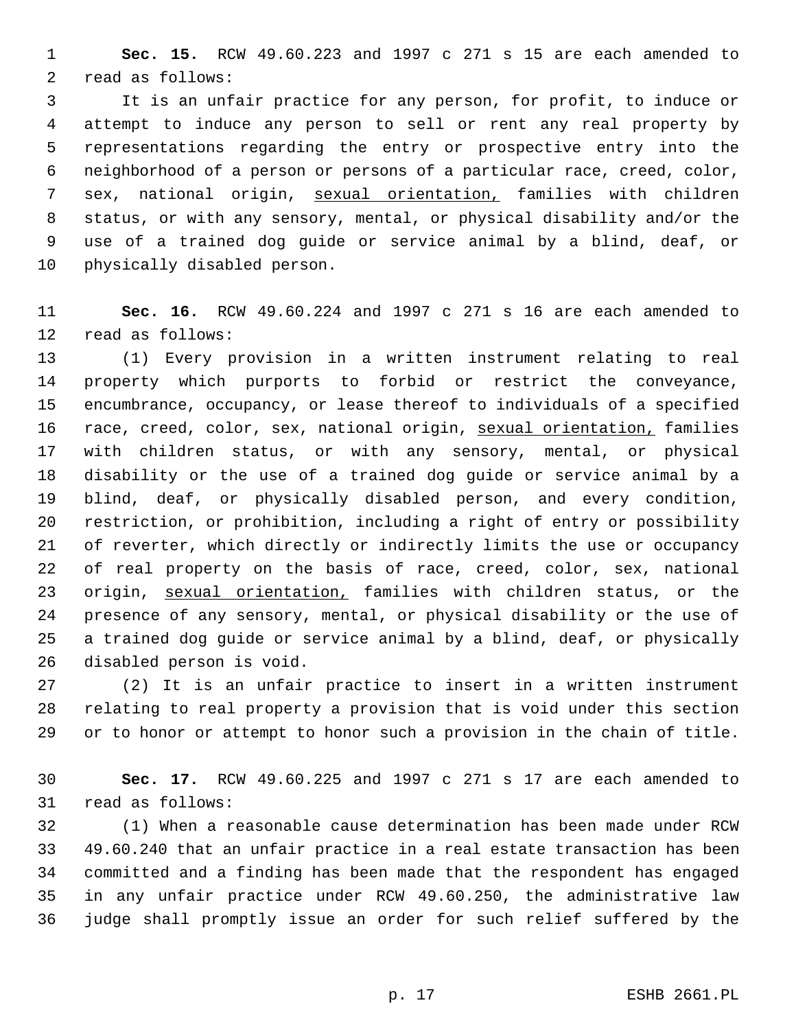**Sec. 15.** RCW 49.60.223 and 1997 c 271 s 15 are each amended to read as follows:

It is an unfair practice for any person, for profit, to induce or attempt to induce any person to sell or rent any real property by representations regarding the entry or prospective entry into the neighborhood of a person or persons of a particular race, creed, color, sex, national origin, <u>sexual orientation,</u> families with children status, or with any sensory, mental, or physical disability and/or the use of a trained dog guide or service animal by a blind, deaf, or physically disabled person.

**Sec. 16.** RCW 49.60.224 and 1997 c 271 s 16 are each amended to read as follows:

(1) Every provision in a written instrument relating to real property which purports to forbid or restrict the conveyance, encumbrance, occupancy, or lease thereof to individuals of a specified race, creed, color, sex, national origin, <u>sexual orientation,</u> families with children status, or with any sensory, mental, or physical disability or the use of a trained dog guide or service animal by a blind, deaf, or physically disabled person, and every condition, restriction, or prohibition, including a right of entry or possibility of reverter, which directly or indirectly limits the use or occupancy of real property on the basis of race, creed, color, sex, national origin, <u>sexual orientation,</u> families with children status, or the presence of any sensory, mental, or physical disability or the use of a trained dog guide or service animal by a blind, deaf, or physically disabled person is void.

(2) It is an unfair practice to insert in a written instrument relating to real property a provision that is void under this section or to honor or attempt to honor such a provision in the chain of title.

**Sec. 17.** RCW 49.60.225 and 1997 c 271 s 17 are each amended to read as follows:

(1) When a reasonable cause determination has been made under RCW 49.60.240 that an unfair practice in a real estate transaction has been committed and a finding has been made that the respondent has engaged in any unfair practice under RCW 49.60.250, the administrative law judge shall promptly issue an order for such relief suffered by the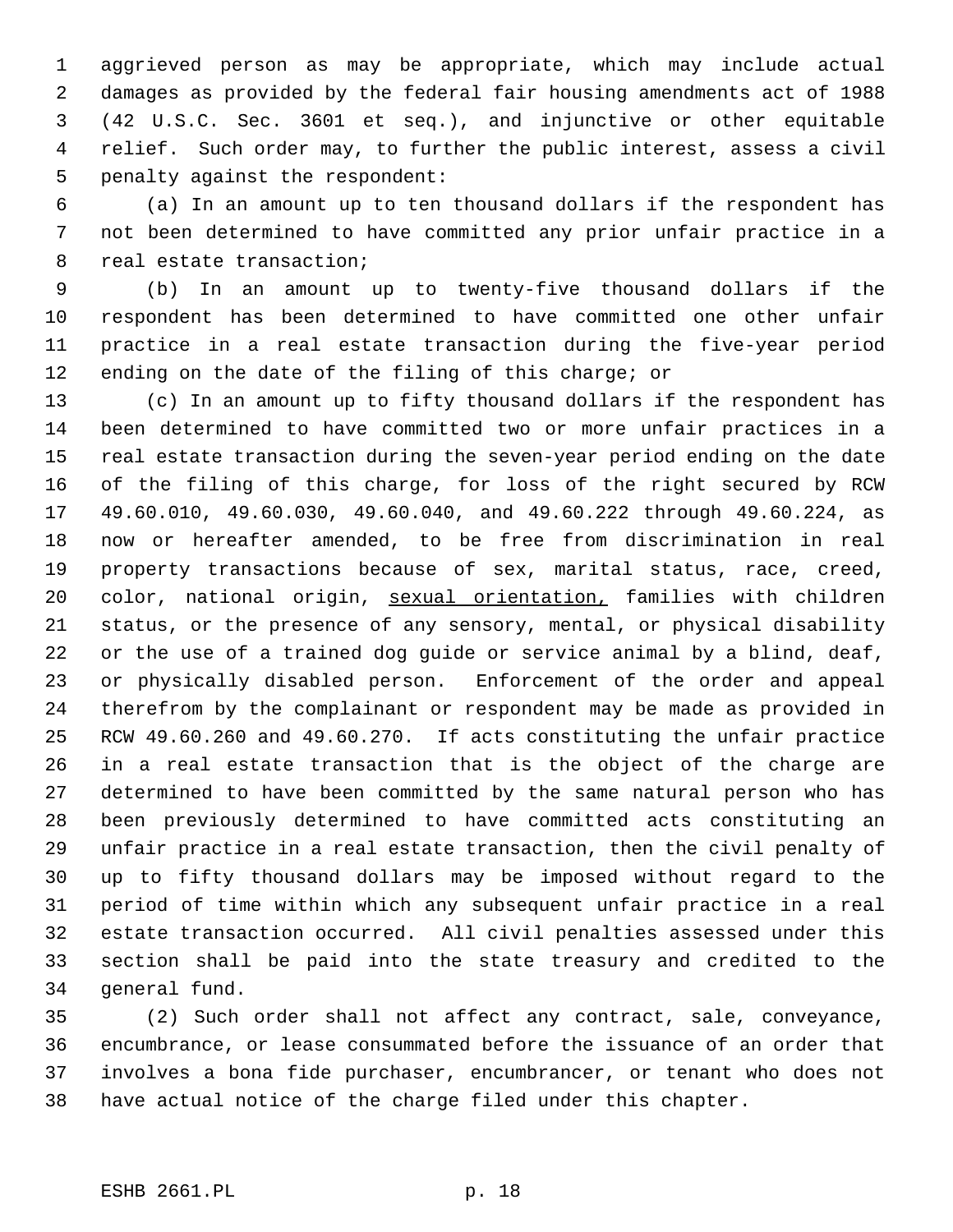aggrieved person as may be appropriate, which may include actual damages as provided by the federal fair housing amendments act of 1988 (42 U.S.C. Sec. 3601 et seq.), and injunctive or other equitable relief. Such order may, to further the public interest, assess a civil penalty against the respondent:

(a) In an amount up to ten thousand dollars if the respondent has not been determined to have committed any prior unfair practice in a real estate transaction;

(b) In an amount up to twenty-five thousand dollars if the respondent has been determined to have committed one other unfair practice in a real estate transaction during the five-year period ending on the date of the filing of this charge; or

(c) In an amount up to fifty thousand dollars if the respondent has been determined to have committed two or more unfair practices in a real estate transaction during the seven-year period ending on the date of the filing of this charge, for loss of the right secured by RCW 49.60.010, 49.60.030, 49.60.040, and 49.60.222 through 49.60.224, as now or hereafter amended, to be free from discrimination in real property transactions because of sex, marital status, race, creed, color, national origin, <u>sexual orientation,</u> families with children status, or the presence of any sensory, mental, or physical disability or the use of a trained dog guide or service animal by a blind, deaf, or physically disabled person. Enforcement of the order and appeal therefrom by the complainant or respondent may be made as provided in RCW 49.60.260 and 49.60.270. If acts constituting the unfair practice in a real estate transaction that is the object of the charge are determined to have been committed by the same natural person who has been previously determined to have committed acts constituting an unfair practice in a real estate transaction, then the civil penalty of up to fifty thousand dollars may be imposed without regard to the period of time within which any subsequent unfair practice in a real estate transaction occurred. All civil penalties assessed under this section shall be paid into the state treasury and credited to the general fund.

(2) Such order shall not affect any contract, sale, conveyance, encumbrance, or lease consummated before the issuance of an order that involves a bona fide purchaser, encumbrancer, or tenant who does not have actual notice of the charge filed under this chapter.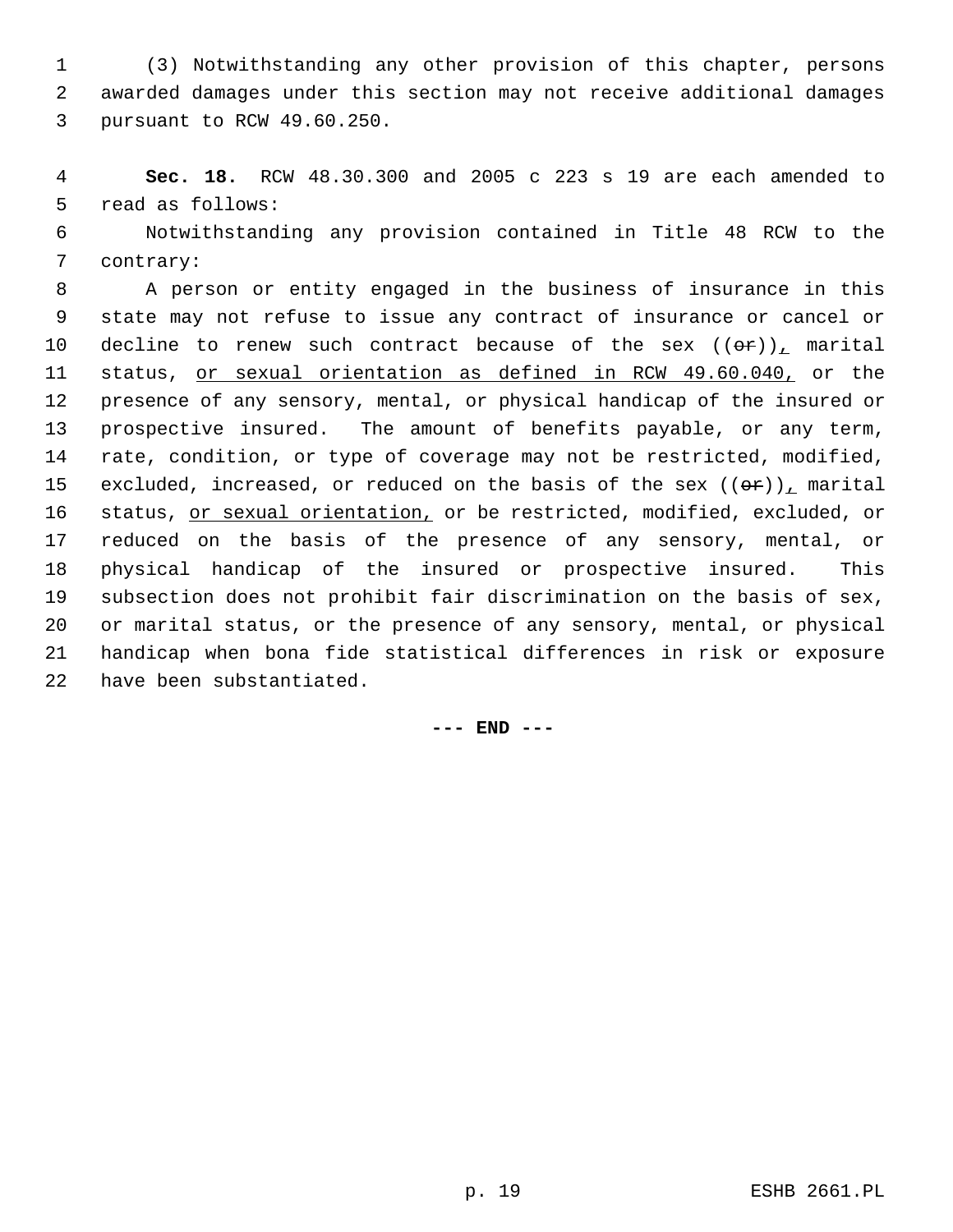(3) Notwithstanding any other provision of this chapter, persons awarded damages under this section may not receive additional damages pursuant to RCW 49.60.250.

**Sec. 18.** RCW 48.30.300 and 2005 c 223 s 19 are each amended to read as follows:

Notwithstanding any provision contained in Title 48 RCW to the contrary:

A person or entity engaged in the business of insurance in this state may not refuse to issue any contract of insurance or cancel or decline to renew such contract because of the sex ((~~or~~)), marital status, or sexual orientation as defined in RCW 49.60.040, or the presence of any sensory, mental, or physical handicap of the insured or prospective insured. The amount of benefits payable, or any term, rate, condition, or type of coverage may not be restricted, modified, excluded, increased, or reduced on the basis of the sex ((~~or~~)), marital status, or sexual orientation, or be restricted, modified, excluded, or reduced on the basis of the presence of any sensory, mental, or physical handicap of the insured or prospective insured. This subsection does not prohibit fair discrimination on the basis of sex, or marital status, or the presence of any sensory, mental, or physical handicap when bona fide statistical differences in risk or exposure have been substantiated.

**--- END ---**